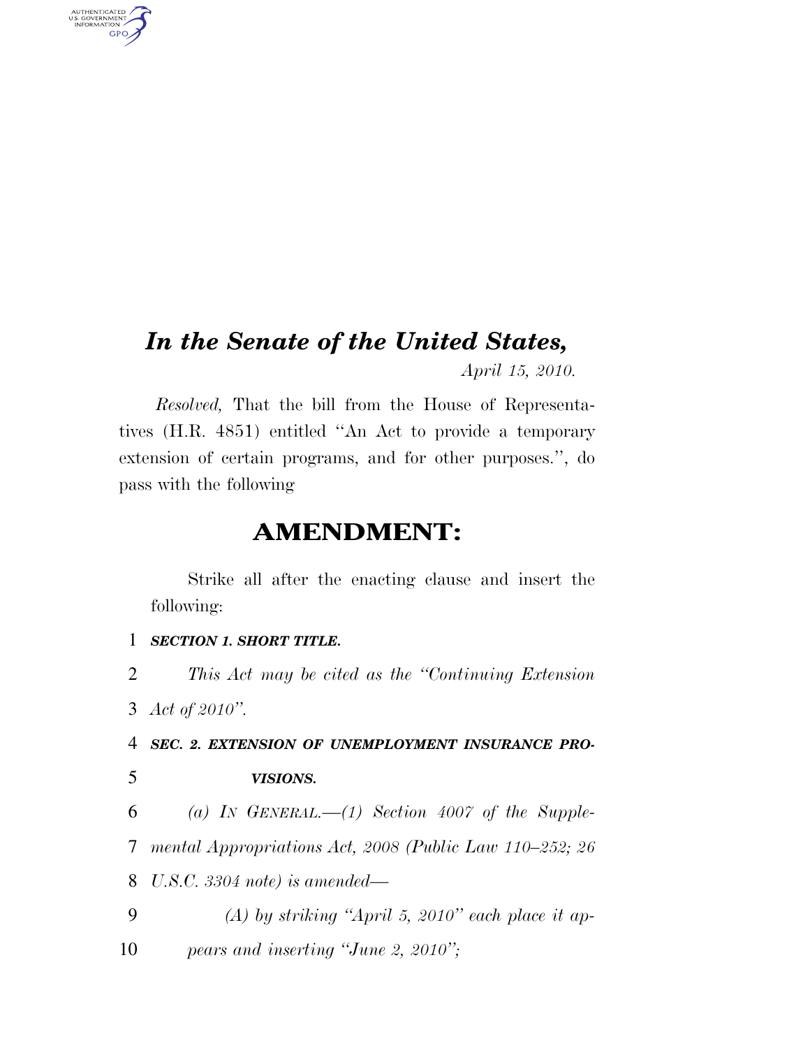# *In the Senate of the United States,*

*April 15, 2010.*

*Resolved,* That the bill from the House of Representatives (H.R. 4851) entitled "An Act to provide a temporary extension of certain programs, and for other purposes.", do pass with the following

## AMENDMENT:

Strike all after the enacting clause and insert the following:

1 ***SECTION 1. SHORT TITLE.***

2 *This Act may be cited as the "Continuing Extension*
3 *Act of 2010".*

4 ***SEC. 2. EXTENSION OF UNEMPLOYMENT INSURANCE PRO-***
5 ***VISIONS.***

6 *(a) IN GENERAL.—(1) Section 4007 of the Supple-*
7 *mental Appropriations Act, 2008 (Public Law 110–252; 26*
8 *U.S.C. 3304 note) is amended—*

9 *(A) by striking "April 5, 2010" each place it ap-*
10 *pears and inserting "June 2, 2010";*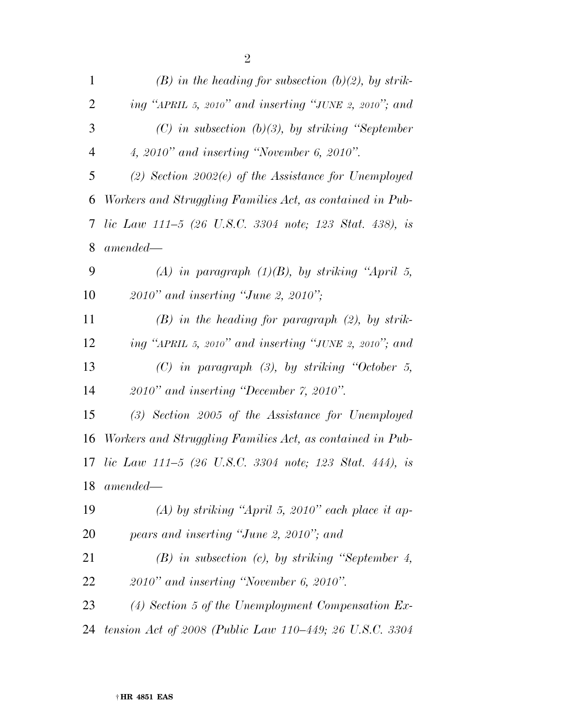*(B) in the heading for subsection (b)(2), by striking "APRIL 5, 2010" and inserting "JUNE 2, 2010"; and*

*(C) in subsection (b)(3), by striking "September 4, 2010" and inserting "November 6, 2010".*

*(2) Section 2002(e) of the Assistance for Unemployed Workers and Struggling Families Act, as contained in Public Law 111–5 (26 U.S.C. 3304 note; 123 Stat. 438), is amended—*

*(A) in paragraph (1)(B), by striking "April 5, 2010" and inserting "June 2, 2010";*

*(B) in the heading for paragraph (2), by striking "APRIL 5, 2010" and inserting "JUNE 2, 2010"; and*

*(C) in paragraph (3), by striking "October 5, 2010" and inserting "December 7, 2010".*

*(3) Section 2005 of the Assistance for Unemployed Workers and Struggling Families Act, as contained in Public Law 111–5 (26 U.S.C. 3304 note; 123 Stat. 444), is amended—*

*(A) by striking "April 5, 2010" each place it appears and inserting "June 2, 2010"; and*

*(B) in subsection (c), by striking "September 4, 2010" and inserting "November 6, 2010".*

*(4) Section 5 of the Unemployment Compensation Extension Act of 2008 (Public Law 110–449; 26 U.S.C. 3304*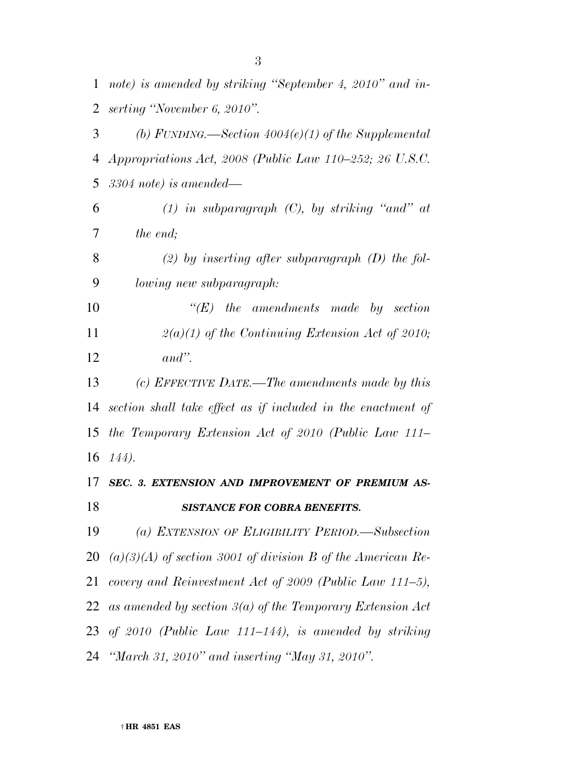*note) is amended by striking "September 4, 2010" and inserting "November 6, 2010".*

*(b) FUNDING.—Section 4004(e)(1) of the Supplemental Appropriations Act, 2008 (Public Law 110–252; 26 U.S.C. 3304 note) is amended—*

*(1) in subparagraph (C), by striking "and" at the end;*

*(2) by inserting after subparagraph (D) the following new subparagraph:*

*"(E) the amendments made by section 2(a)(1) of the Continuing Extension Act of 2010; and".*

*(c) EFFECTIVE DATE.—The amendments made by this section shall take effect as if included in the enactment of the Temporary Extension Act of 2010 (Public Law 111–144).*

***SEC. 3. EXTENSION AND IMPROVEMENT OF PREMIUM ASSISTANCE FOR COBRA BENEFITS.***

*(a) EXTENSION OF ELIGIBILITY PERIOD.—Subsection (a)(3)(A) of section 3001 of division B of the American Recovery and Reinvestment Act of 2009 (Public Law 111–5), as amended by section 3(a) of the Temporary Extension Act of 2010 (Public Law 111–144), is amended by striking "March 31, 2010" and inserting "May 31, 2010".*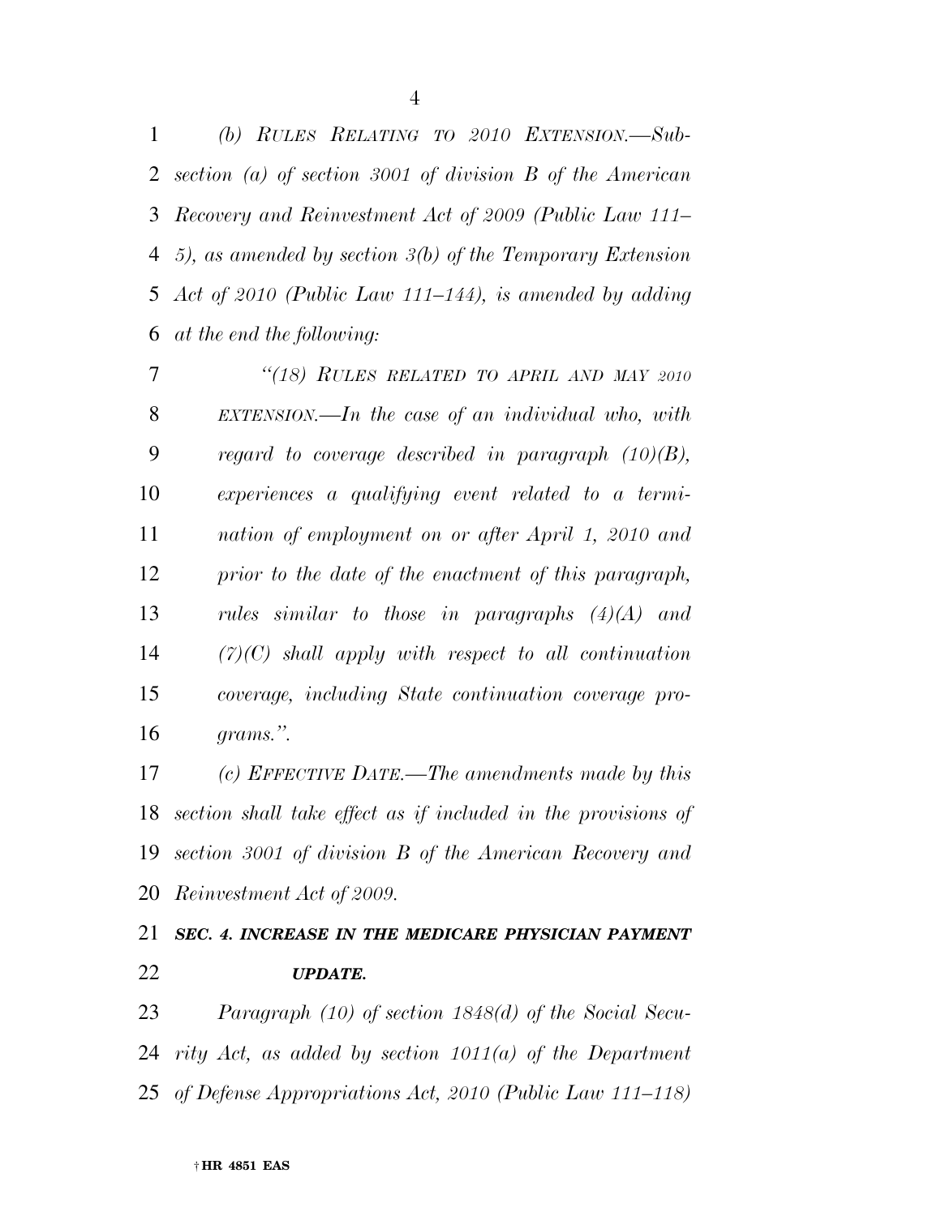*(b) RULES RELATING TO 2010 EXTENSION.—Subsection (a) of section 3001 of division B of the American Recovery and Reinvestment Act of 2009 (Public Law 111–5), as amended by section 3(b) of the Temporary Extension Act of 2010 (Public Law 111–144), is amended by adding at the end the following:*

*"(18) RULES RELATED TO APRIL AND MAY 2010 EXTENSION.—In the case of an individual who, with regard to coverage described in paragraph (10)(B), experiences a qualifying event related to a termination of employment on or after April 1, 2010 and prior to the date of the enactment of this paragraph, rules similar to those in paragraphs (4)(A) and (7)(C) shall apply with respect to all continuation coverage, including State continuation coverage programs.".*

*(c) EFFECTIVE DATE.—The amendments made by this section shall take effect as if included in the provisions of section 3001 of division B of the American Recovery and Reinvestment Act of 2009.*

## *SEC. 4. INCREASE IN THE MEDICARE PHYSICIAN PAYMENT UPDATE.*

*Paragraph (10) of section 1848(d) of the Social Security Act, as added by section 1011(a) of the Department of Defense Appropriations Act, 2010 (Public Law 111–118)*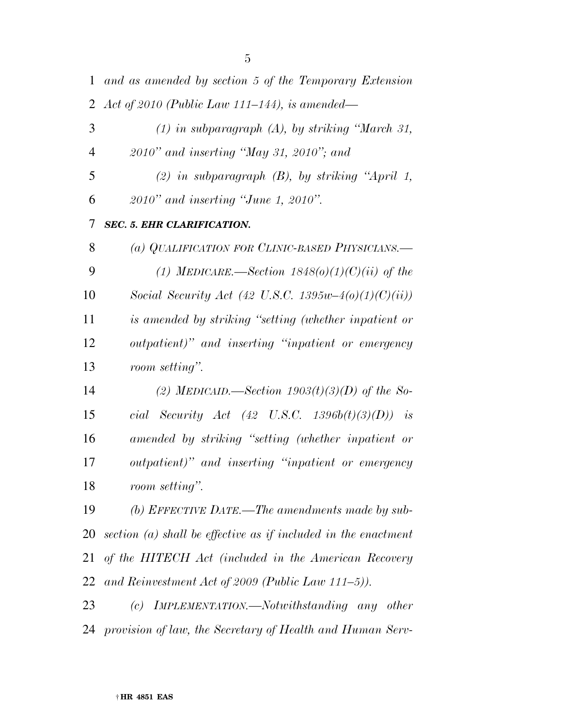*and as amended by section 5 of the Temporary Extension Act of 2010 (Public Law 111–144), is amended—*

*(1) in subparagraph (A), by striking "March 31, 2010" and inserting "May 31, 2010"; and*

*(2) in subparagraph (B), by striking "April 1, 2010" and inserting "June 1, 2010".*

***SEC. 5. EHR CLARIFICATION.***

*(a) QUALIFICATION FOR CLINIC-BASED PHYSICIANS.—*

*(1) MEDICARE.—Section 1848(o)(1)(C)(ii) of the Social Security Act (42 U.S.C. 1395w–4(o)(1)(C)(ii)) is amended by striking "setting (whether inpatient or outpatient)" and inserting "inpatient or emergency room setting".*

*(2) MEDICAID.—Section 1903(t)(3)(D) of the Social Security Act (42 U.S.C. 1396b(t)(3)(D)) is amended by striking "setting (whether inpatient or outpatient)" and inserting "inpatient or emergency room setting".*

*(b) EFFECTIVE DATE.—The amendments made by subsection (a) shall be effective as if included in the enactment of the HITECH Act (included in the American Recovery and Reinvestment Act of 2009 (Public Law 111–5)).*

*(c) IMPLEMENTATION.—Notwithstanding any other provision of law, the Secretary of Health and Human Serv-*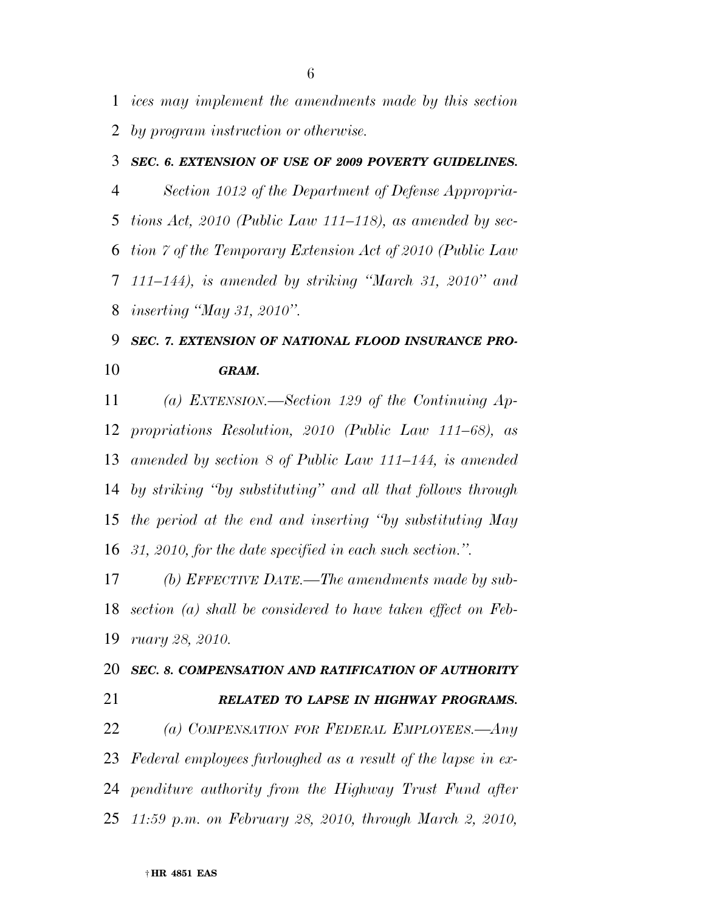*ices may implement the amendments made by this section by program instruction or otherwise.*

***SEC. 6. EXTENSION OF USE OF 2009 POVERTY GUIDELINES.***

*Section 1012 of the Department of Defense Appropriations Act, 2010 (Public Law 111–118), as amended by section 7 of the Temporary Extension Act of 2010 (Public Law 111–144), is amended by striking "March 31, 2010" and inserting "May 31, 2010".*

***SEC. 7. EXTENSION OF NATIONAL FLOOD INSURANCE PROGRAM.***

*(a) EXTENSION.—Section 129 of the Continuing Appropriations Resolution, 2010 (Public Law 111–68), as amended by section 8 of Public Law 111–144, is amended by striking "by substituting" and all that follows through the period at the end and inserting "by substituting May 31, 2010, for the date specified in each such section.".*

*(b) EFFECTIVE DATE.—The amendments made by subsection (a) shall be considered to have taken effect on February 28, 2010.*

***SEC. 8. COMPENSATION AND RATIFICATION OF AUTHORITY RELATED TO LAPSE IN HIGHWAY PROGRAMS.***

*(a) COMPENSATION FOR FEDERAL EMPLOYEES.—Any Federal employees furloughed as a result of the lapse in expenditure authority from the Highway Trust Fund after 11:59 p.m. on February 28, 2010, through March 2, 2010,*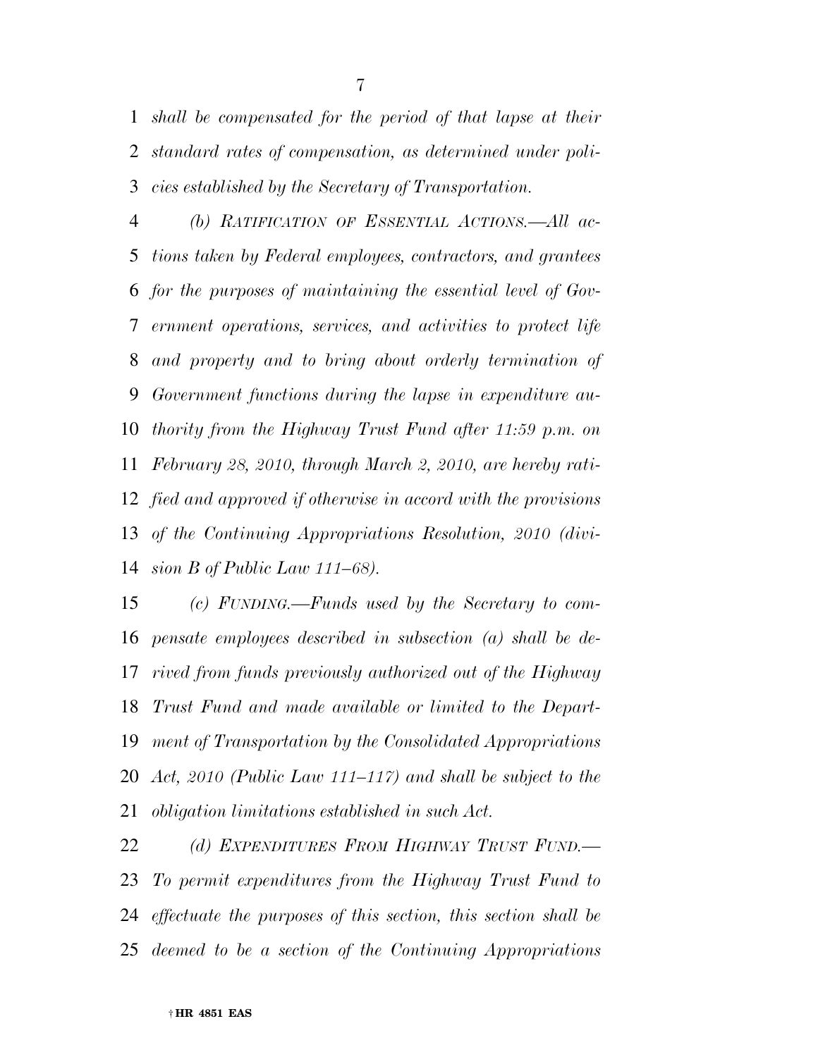*shall be compensated for the period of that lapse at their standard rates of compensation, as determined under policies established by the Secretary of Transportation.*

*(b) RATIFICATION OF ESSENTIAL ACTIONS.—All actions taken by Federal employees, contractors, and grantees for the purposes of maintaining the essential level of Government operations, services, and activities to protect life and property and to bring about orderly termination of Government functions during the lapse in expenditure authority from the Highway Trust Fund after 11:59 p.m. on February 28, 2010, through March 2, 2010, are hereby ratified and approved if otherwise in accord with the provisions of the Continuing Appropriations Resolution, 2010 (division B of Public Law 111–68).*

*(c) FUNDING.—Funds used by the Secretary to compensate employees described in subsection (a) shall be derived from funds previously authorized out of the Highway Trust Fund and made available or limited to the Department of Transportation by the Consolidated Appropriations Act, 2010 (Public Law 111–117) and shall be subject to the obligation limitations established in such Act.*

*(d) EXPENDITURES FROM HIGHWAY TRUST FUND.—To permit expenditures from the Highway Trust Fund to effectuate the purposes of this section, this section shall be deemed to be a section of the Continuing Appropriations*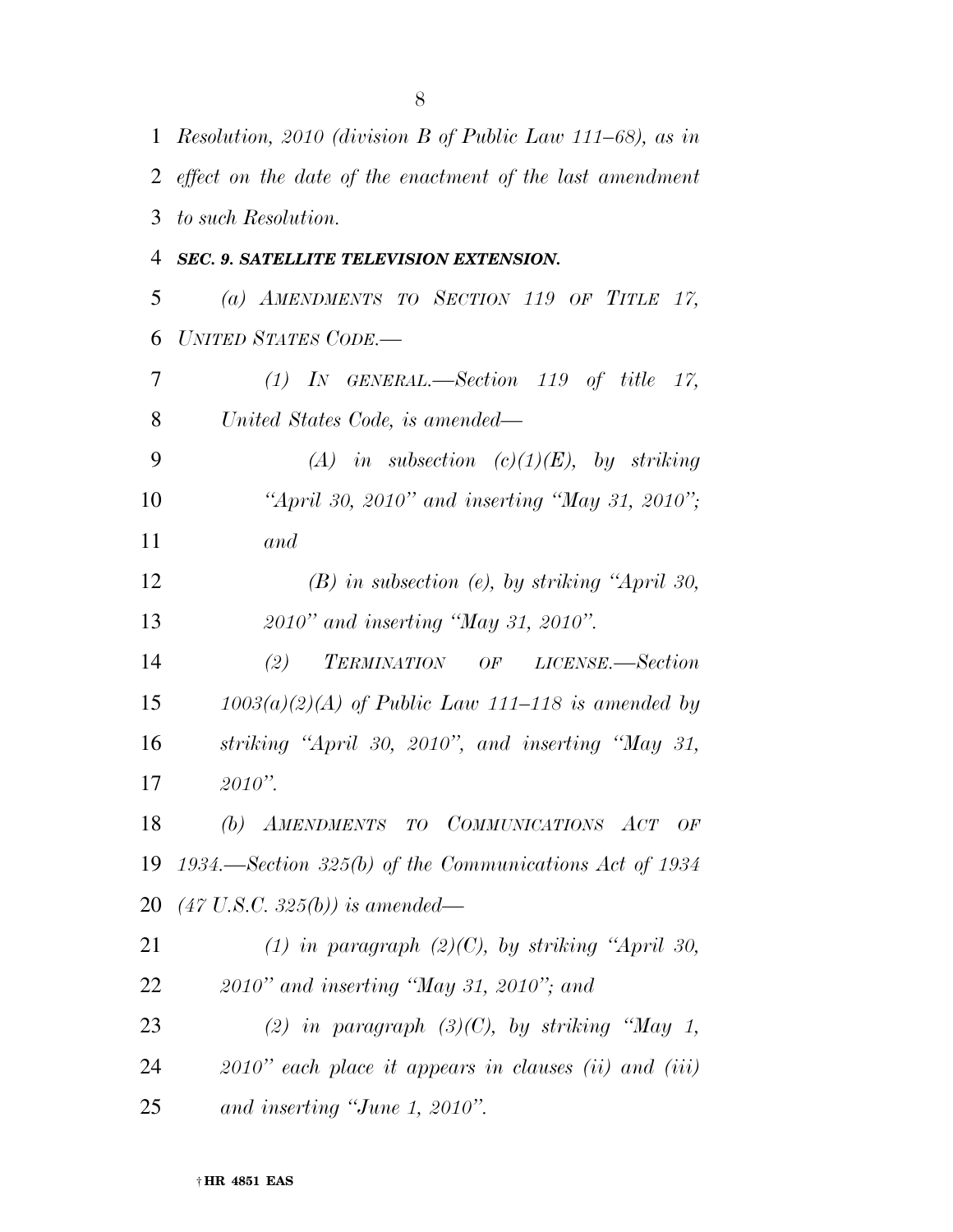*Resolution, 2010 (division B of Public Law 111–68), as in effect on the date of the enactment of the last amendment to such Resolution.*

***SEC. 9. SATELLITE TELEVISION EXTENSION.***

*(a) AMENDMENTS TO SECTION 119 OF TITLE 17, UNITED STATES CODE.—*

*(1) IN GENERAL.—Section 119 of title 17, United States Code, is amended—*

*(A) in subsection (c)(1)(E), by striking "April 30, 2010" and inserting "May 31, 2010"; and*

*(B) in subsection (e), by striking "April 30, 2010" and inserting "May 31, 2010".*

*(2) TERMINATION OF LICENSE.—Section 1003(a)(2)(A) of Public Law 111–118 is amended by striking "April 30, 2010", and inserting "May 31, 2010".*

*(b) AMENDMENTS TO COMMUNICATIONS ACT OF 1934.—Section 325(b) of the Communications Act of 1934 (47 U.S.C. 325(b)) is amended—*

*(1) in paragraph (2)(C), by striking "April 30, 2010" and inserting "May 31, 2010"; and*

*(2) in paragraph (3)(C), by striking "May 1, 2010" each place it appears in clauses (ii) and (iii) and inserting "June 1, 2010".*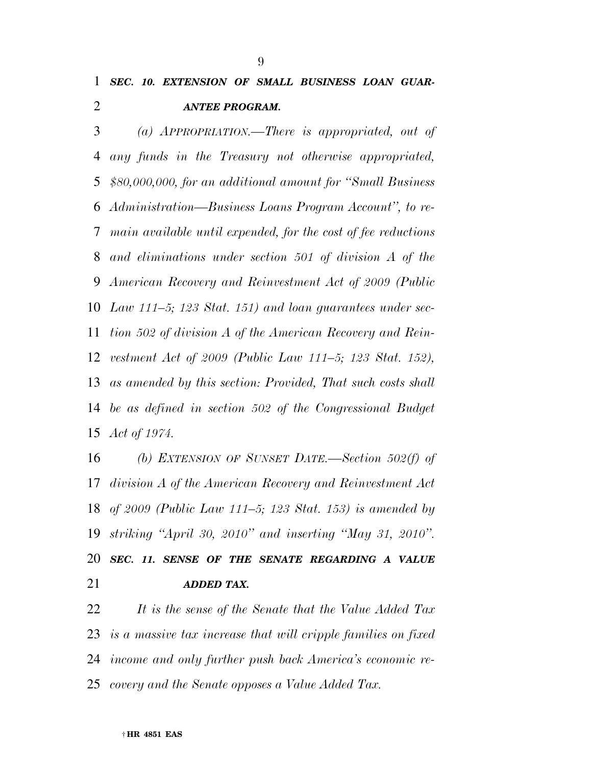***SEC. 10. EXTENSION OF SMALL BUSINESS LOAN GUARANTEE PROGRAM.***

*(a) APPROPRIATION.—There is appropriated, out of any funds in the Treasury not otherwise appropriated, $80,000,000, for an additional amount for "Small Business Administration—Business Loans Program Account", to remain available until expended, for the cost of fee reductions and eliminations under section 501 of division A of the American Recovery and Reinvestment Act of 2009 (Public Law 111–5; 123 Stat. 151) and loan guarantees under section 502 of division A of the American Recovery and Reinvestment Act of 2009 (Public Law 111–5; 123 Stat. 152), as amended by this section: Provided, That such costs shall be as defined in section 502 of the Congressional Budget Act of 1974.*

*(b) EXTENSION OF SUNSET DATE.—Section 502(f) of division A of the American Recovery and Reinvestment Act of 2009 (Public Law 111–5; 123 Stat. 153) is amended by striking "April 30, 2010" and inserting "May 31, 2010".*

***SEC. 11. SENSE OF THE SENATE REGARDING A VALUE ADDED TAX.***

*It is the sense of the Senate that the Value Added Tax is a massive tax increase that will cripple families on fixed income and only further push back America's economic recovery and the Senate opposes a Value Added Tax.*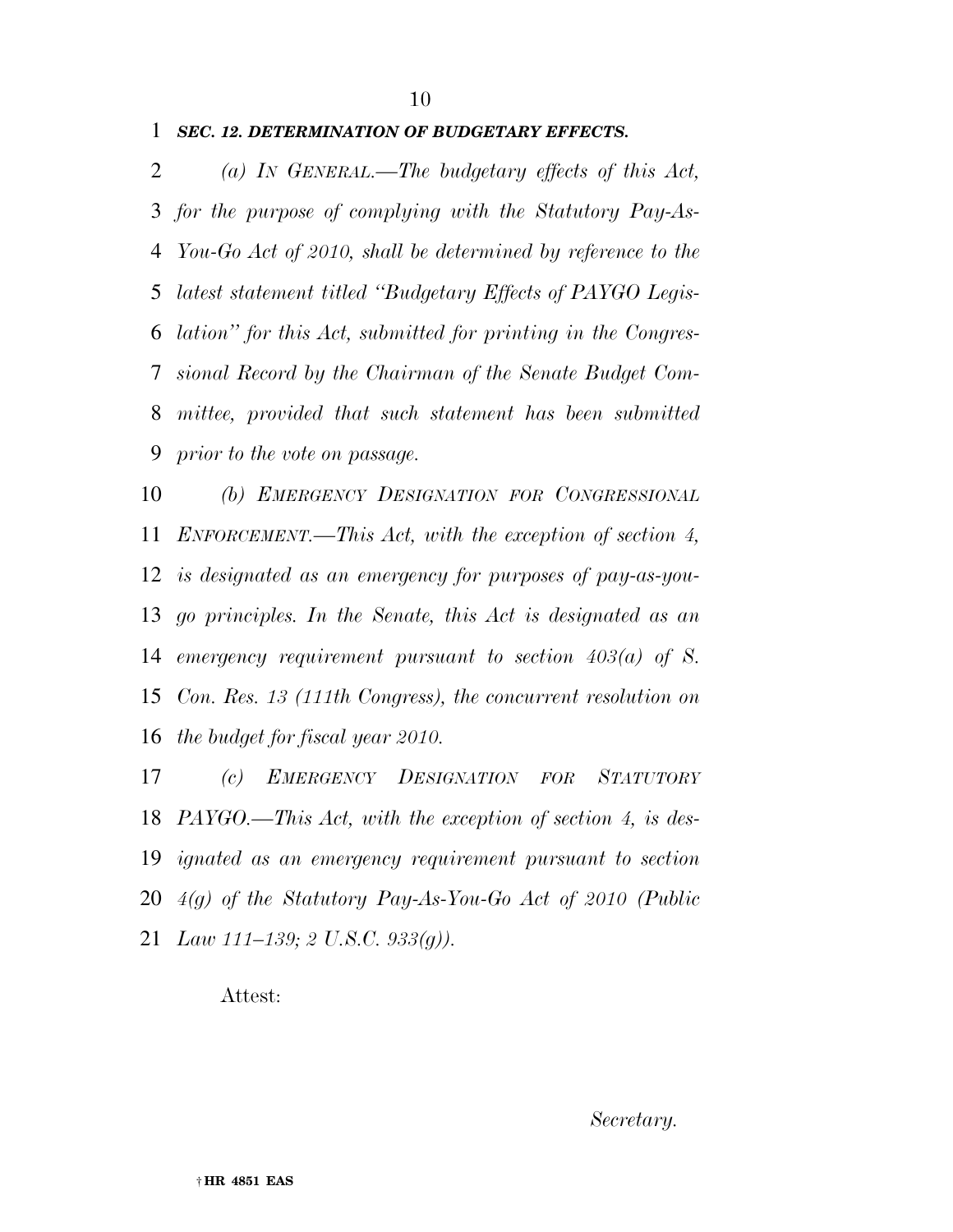***SEC. 12. DETERMINATION OF BUDGETARY EFFECTS.***

*(a) IN GENERAL.—The budgetary effects of this Act, for the purpose of complying with the Statutory Pay-As-You-Go Act of 2010, shall be determined by reference to the latest statement titled "Budgetary Effects of PAYGO Legislation" for this Act, submitted for printing in the Congressional Record by the Chairman of the Senate Budget Committee, provided that such statement has been submitted prior to the vote on passage.*

*(b) EMERGENCY DESIGNATION FOR CONGRESSIONAL ENFORCEMENT.—This Act, with the exception of section 4, is designated as an emergency for purposes of pay-as-you-go principles. In the Senate, this Act is designated as an emergency requirement pursuant to section 403(a) of S. Con. Res. 13 (111th Congress), the concurrent resolution on the budget for fiscal year 2010.*

*(c) EMERGENCY DESIGNATION FOR STATUTORY PAYGO.—This Act, with the exception of section 4, is designated as an emergency requirement pursuant to section 4(g) of the Statutory Pay-As-You-Go Act of 2010 (Public Law 111–139; 2 U.S.C. 933(g)).*

Attest:

*Secretary.*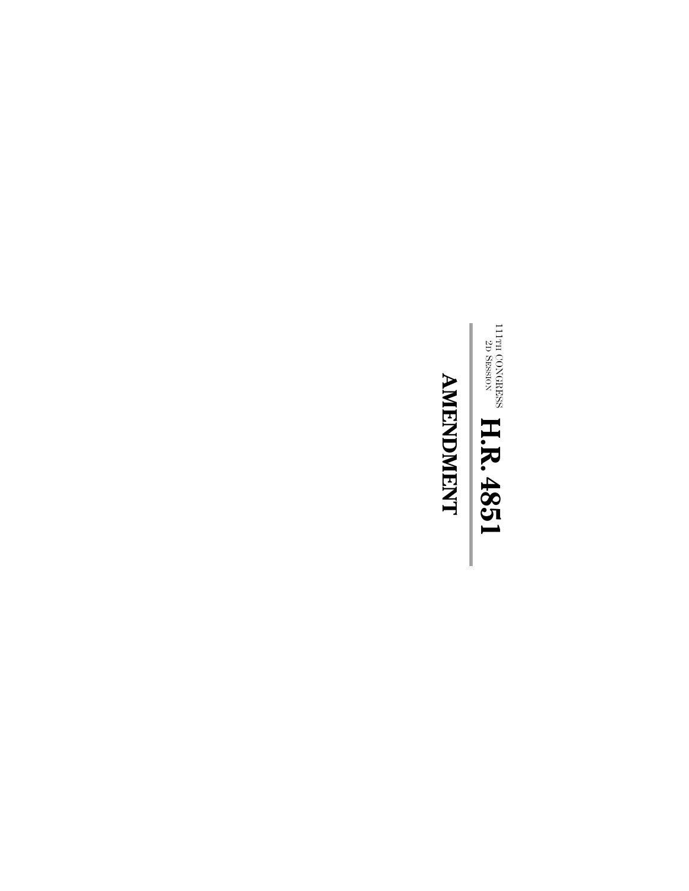111TH CONGRESS
2D SESSION

# H.R. 4851

## AMENDMENT